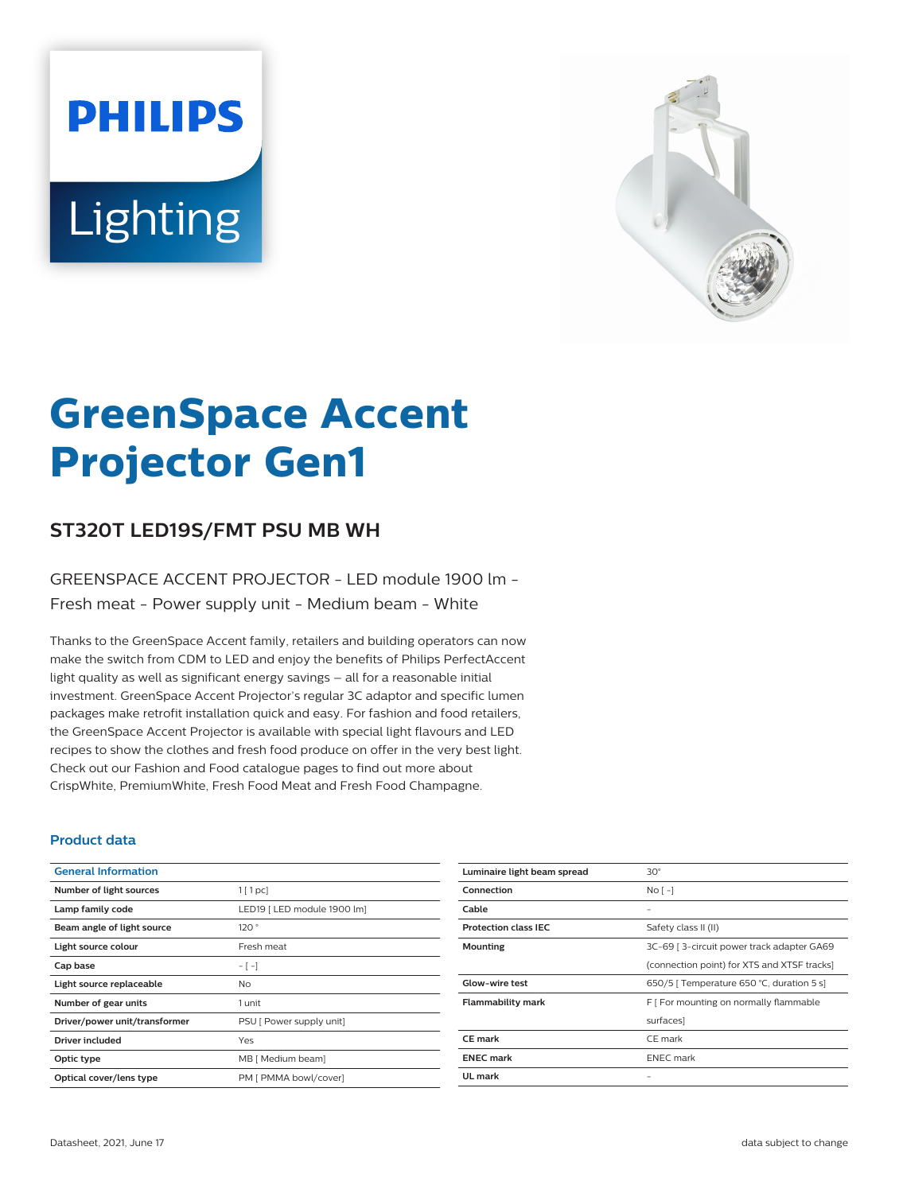PHILIPS

Lighting

# GreenSpace Accent Projector Gen1

## ST320T LED19S/FMT PSU MB WH

GREENSPACE ACCENT PROJECTOR - LED module 1900 lm - Fresh meat - Power supply unit - Medium beam - White

Thanks to the GreenSpace Accent family, retailers and building operators can now make the switch from CDM to LED and enjoy the benefits of Philips PerfectAccent light quality as well as significant energy savings – all for a reasonable initial investment. GreenSpace Accent Projector's regular 3C adaptor and specific lumen packages make retrofit installation quick and easy. For fashion and food retailers, the GreenSpace Accent Projector is available with special light flavours and LED recipes to show the clothes and fresh food produce on offer in the very best light. Check out our Fashion and Food catalogue pages to find out more about CrispWhite, PremiumWhite, Fresh Food Meat and Fresh Food Champagne.

### Product data

| General Information | |
|---|---|
| Number of light sources | 1 [ 1 pc] |
| Lamp family code | LED19 [ LED module 1900 lm] |
| Beam angle of light source | 120 ° |
| Light source colour | Fresh meat |
| Cap base | - [ -] |
| Light source replaceable | No |
| Number of gear units | 1 unit |
| Driver/power unit/transformer | PSU [ Power supply unit] |
| Driver included | Yes |
| Optic type | MB [ Medium beam] |
| Optical cover/lens type | PM [ PMMA bowl/cover] |
| Luminaire light beam spread | 30° |
| Connection | No [ -] |
| Cable | - |
| Protection class IEC | Safety class II (II) |
| Mounting | 3C-69 [ 3-circuit power track adapter GA69 (connection point) for XTS and XTSF tracks] |
| Glow-wire test | 650/5 [ Temperature 650 °C, duration 5 s] |
| Flammability mark | F [ For mounting on normally flammable surfaces] |
| CE mark | CE mark |
| ENEC mark | ENEC mark |
| UL mark | - |

Datasheet, 2021, June 17

data subject to change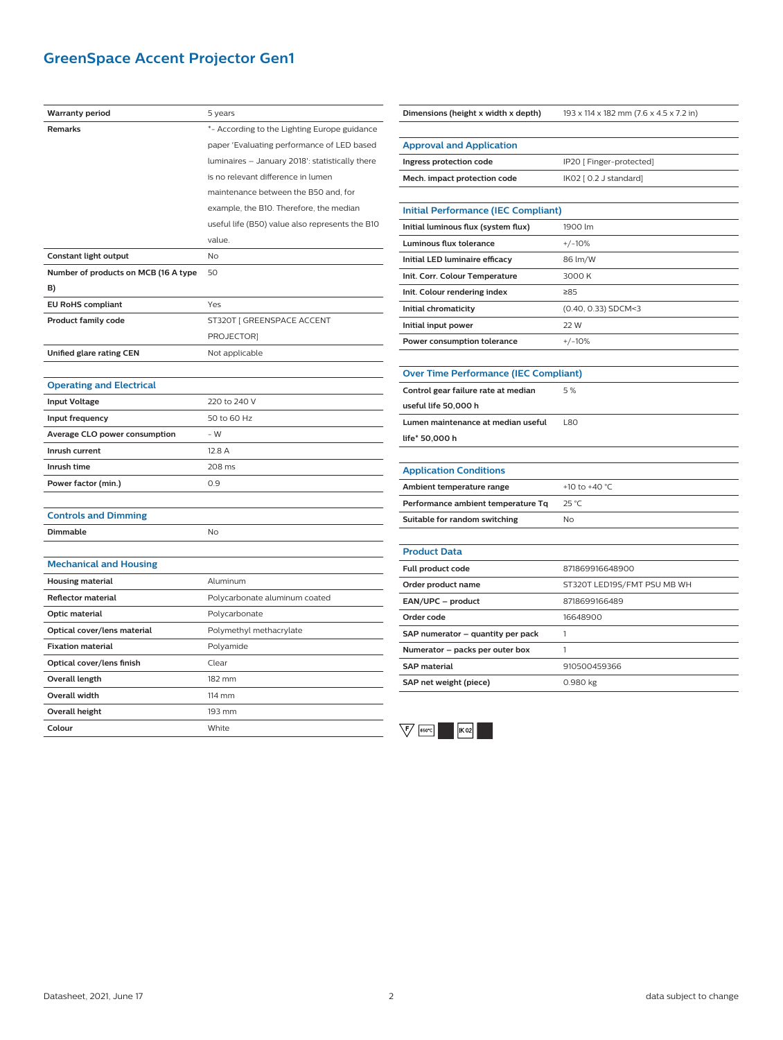# GreenSpace Accent Projector Gen1

| | |
|---|---|
| **Warranty period** | 5 years |
| **Remarks** | *- According to the Lighting Europe guidance paper 'Evaluating performance of LED based luminaires – January 2018': statistically there is no relevant difference in lumen maintenance between the B50 and, for example, the B10. Therefore, the median useful life (B50) value also represents the B10 value. |
| **Constant light output** | No |
| **Number of products on MCB (16 A type B)** | 50 |
| **EU RoHS compliant** | Yes |
| **Product family code** | ST320T [ GREENSPACE ACCENT PROJECTOR] |
| **Unified glare rating CEN** | Not applicable |

## Operating and Electrical

| | |
|---|---|
| **Input Voltage** | 220 to 240 V |
| **Input frequency** | 50 to 60 Hz |
| **Average CLO power consumption** | - W |
| **Inrush current** | 12.8 A |
| **Inrush time** | 208 ms |
| **Power factor (min.)** | 0.9 |

## Controls and Dimming

| | |
|---|---|
| **Dimmable** | No |

## Mechanical and Housing

| | |
|---|---|
| **Housing material** | Aluminum |
| **Reflector material** | Polycarbonate aluminum coated |
| **Optic material** | Polycarbonate |
| **Optical cover/lens material** | Polymethyl methacrylate |
| **Fixation material** | Polyamide |
| **Optical cover/lens finish** | Clear |
| **Overall length** | 182 mm |
| **Overall width** | 114 mm |
| **Overall height** | 193 mm |
| **Colour** | White |
| **Dimensions (height x width x depth)** | 193 x 114 x 182 mm (7.6 x 4.5 x 7.2 in) |

## Approval and Application

| | |
|---|---|
| **Ingress protection code** | IP20 [ Finger-protected] |
| **Mech. impact protection code** | IK02 [ 0.2 J standard] |

## Initial Performance (IEC Compliant)

| | |
|---|---|
| **Initial luminous flux (system flux)** | 1900 lm |
| **Luminous flux tolerance** | +/-10% |
| **Initial LED luminaire efficacy** | 86 lm/W |
| **Init. Corr. Colour Temperature** | 3000 K |
| **Init. Colour rendering index** | ≥85 |
| **Initial chromaticity** | (0.40, 0.33) SDCM<3 |
| **Initial input power** | 22 W |
| **Power consumption tolerance** | +/-10% |

## Over Time Performance (IEC Compliant)

| | |
|---|---|
| **Control gear failure rate at median useful life 50,000 h** | 5 % |
| **Lumen maintenance at median useful life* 50,000 h** | L80 |

## Application Conditions

| | |
|---|---|
| **Ambient temperature range** | +10 to +40 °C |
| **Performance ambient temperature Tq** | 25 °C |
| **Suitable for random switching** | No |

## Product Data

| | |
|---|---|
| **Full product code** | 871869916648900 |
| **Order product name** | ST320T LED19S/FMT PSU MB WH |
| **EAN/UPC – product** | 8718699166489 |
| **Order code** | 16648900 |
| **SAP numerator – quantity per pack** | 1 |
| **Numerator – packs per outer box** | 1 |
| **SAP material** | 910500459366 |
| **SAP net weight (piece)** | 0.980 kg |

F 650°C IK02

Datasheet, 2021, June 17

data subject to change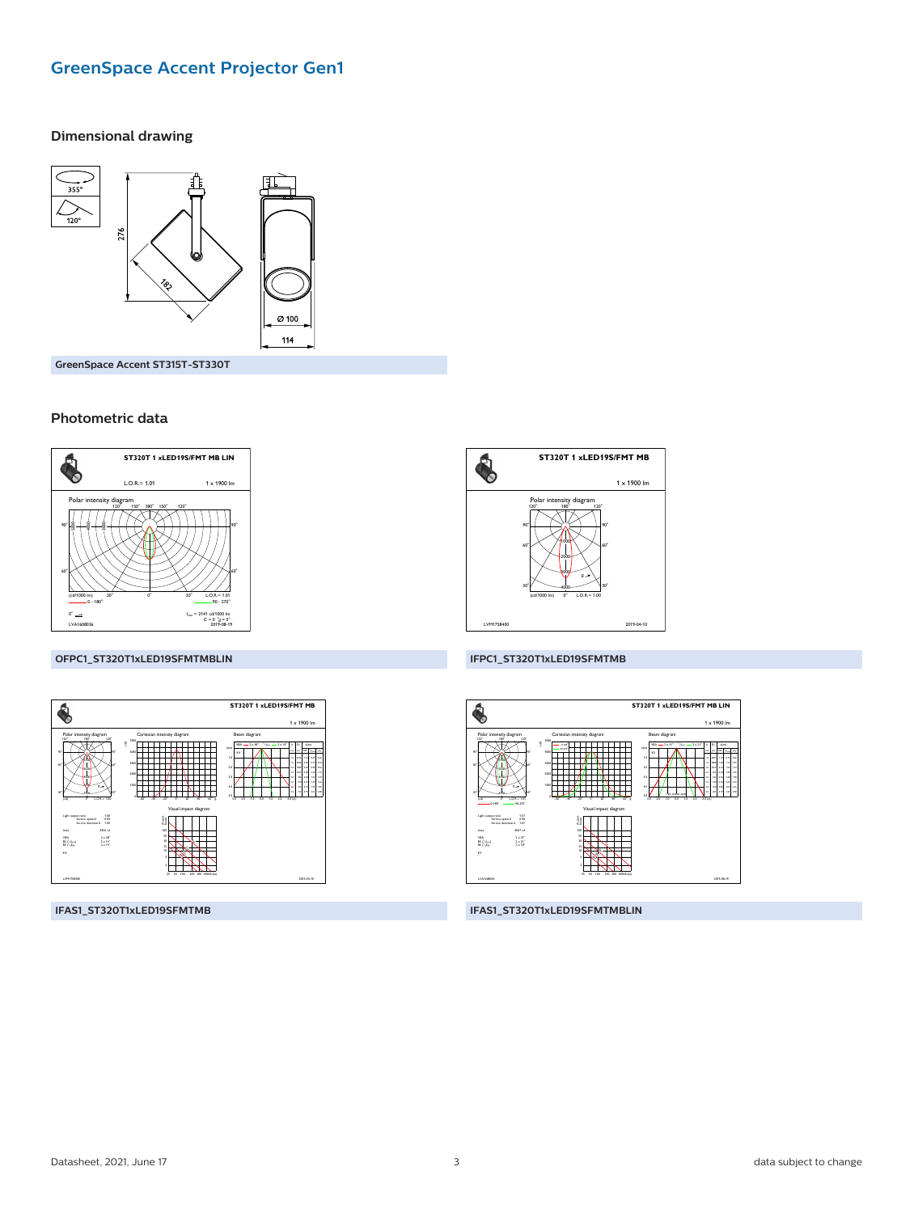# GreenSpace Accent Projector Gen1

## Dimensional drawing

GreenSpace Accent ST315T-ST330T

## Photometric data

OFPC1_ST320T1xLED19SFMTMBLIN

IFPC1_ST320T1xLED19SFMTMB

IFAS1_ST320T1xLED19SFMTMB

IFAS1_ST320T1xLED19SFMTMBLIN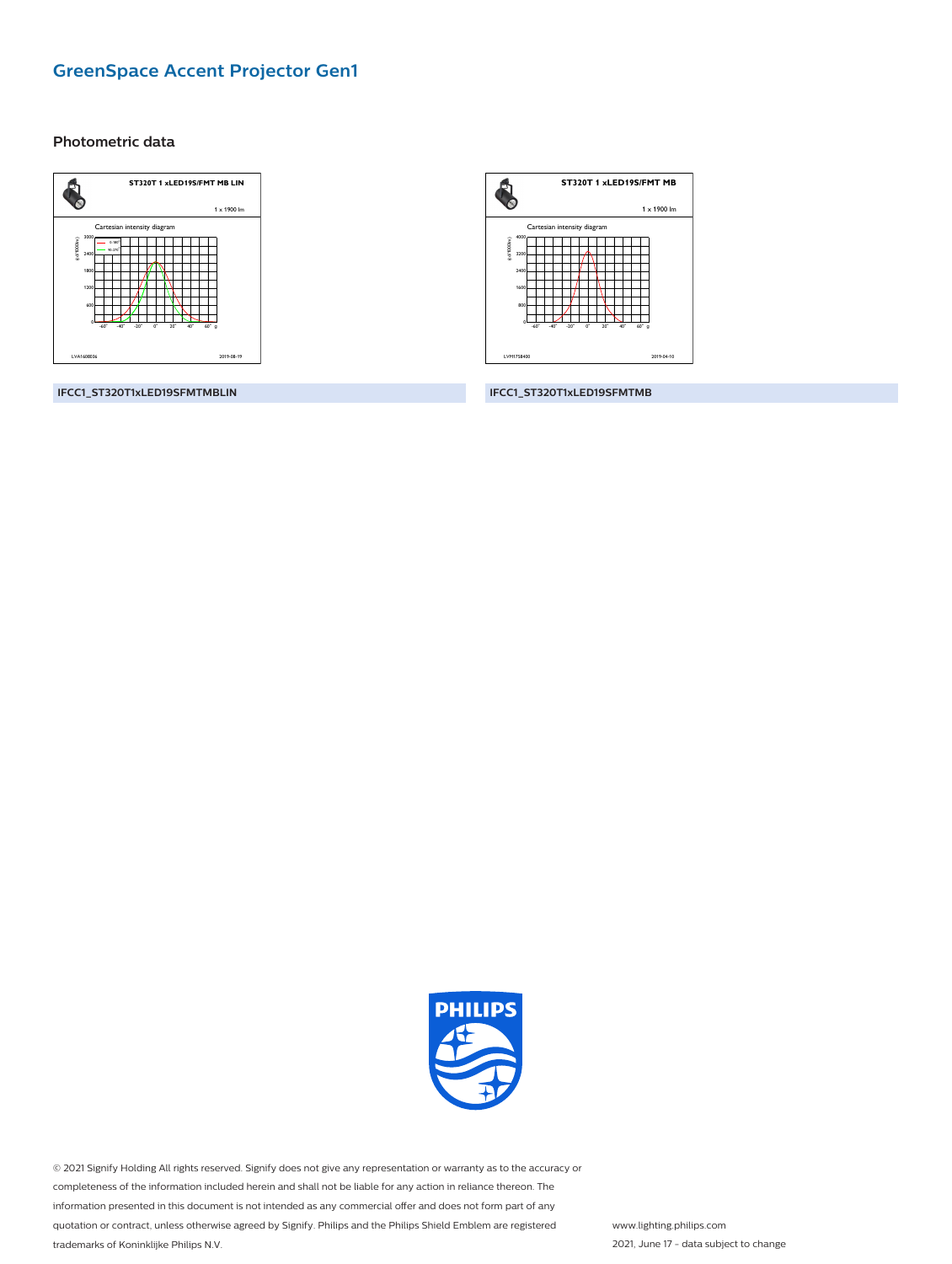## GreenSpace Accent Projector Gen1

### Photometric data

ST320T 1 xLED19S/FMT MB LIN

1 x 1900 lm

Cartesian intensity diagram

(cd/1000lm)

3000
2400
1800
1200
600
0

0-180°
90-270°

-60° -40° -20° 0° 20° 40° 60° g

LVA1608036 2019-08-19

**IFCC1_ST320T1xLED19SFMTMBLIN**

ST320T 1 xLED19S/FMT MB

1 x 1900 lm

Cartesian intensity diagram

(cd/1000lm)

4000
3200
2400
1600
800
0

-60° -40° -20° 0° 20° 40° 60° g

LVM1758400 2019-04-10

**IFCC1_ST320T1xLED19SFMTMB**

© 2021 Signify Holding All rights reserved. Signify does not give any representation or warranty as to the accuracy or completeness of the information included herein and shall not be liable for any action in reliance thereon. The information presented in this document is not intended as any commercial offer and does not form part of any quotation or contract, unless otherwise agreed by Signify. Philips and the Philips Shield Emblem are registered trademarks of Koninklijke Philips N.V.

www.lighting.philips.com

2021, June 17 - data subject to change